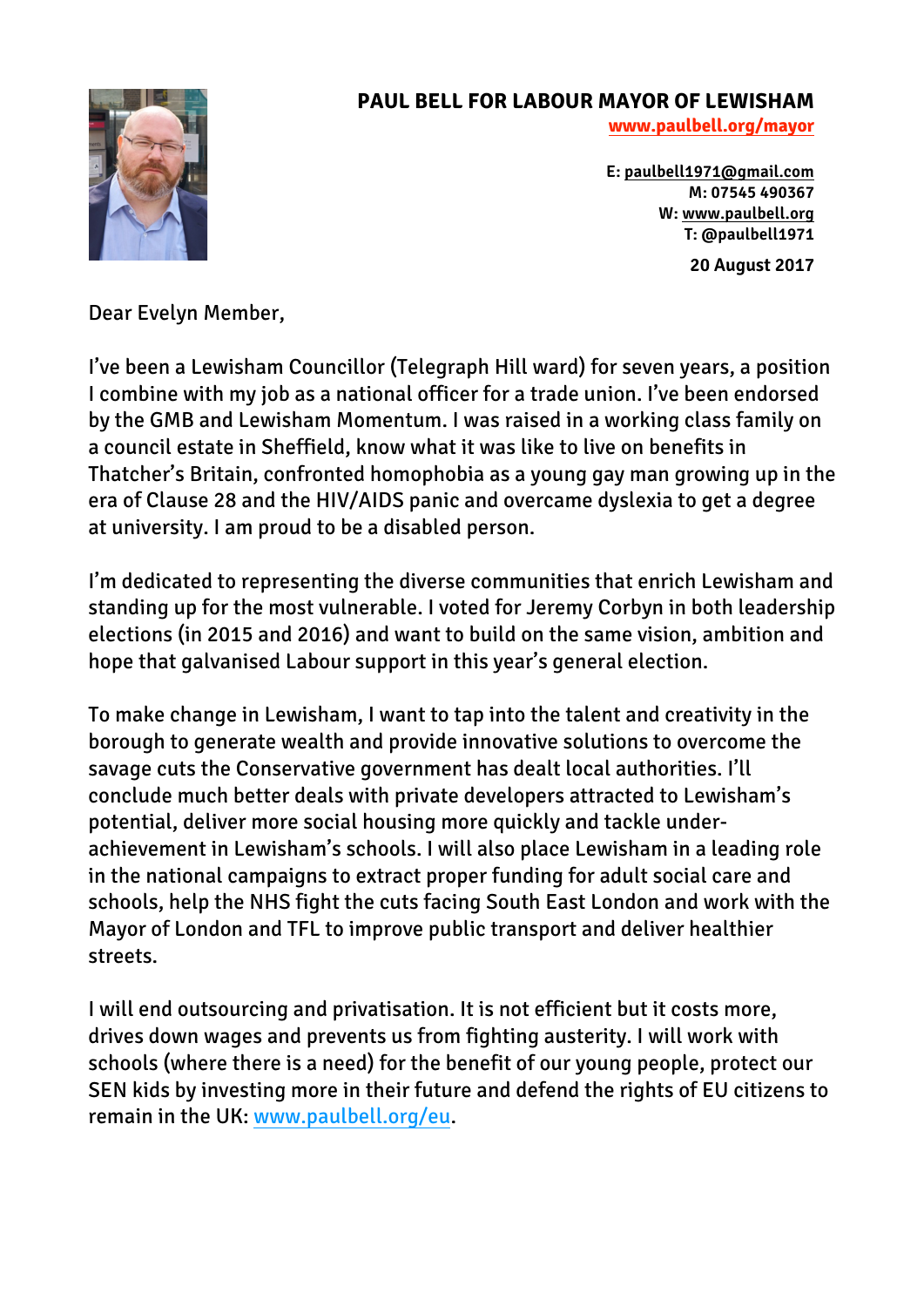# PAUL BELL FOR LABOUR MAYOR OF LEWISHAM

www.paulbell.org/mayor

E: paulbell1971@gmail.com
M: 07545 490367
W: www.paulbell.org
T: @paulbell1971

**20 August 2017**

Dear Evelyn Member,

I've been a Lewisham Councillor (Telegraph Hill ward) for seven years, a position I combine with my job as a national officer for a trade union. I've been endorsed by the GMB and Lewisham Momentum. I was raised in a working class family on a council estate in Sheffield, know what it was like to live on benefits in Thatcher's Britain, confronted homophobia as a young gay man growing up in the era of Clause 28 and the HIV/AIDS panic and overcame dyslexia to get a degree at university. I am proud to be a disabled person.

I'm dedicated to representing the diverse communities that enrich Lewisham and standing up for the most vulnerable. I voted for Jeremy Corbyn in both leadership elections (in 2015 and 2016) and want to build on the same vision, ambition and hope that galvanised Labour support in this year's general election.

To make change in Lewisham, I want to tap into the talent and creativity in the borough to generate wealth and provide innovative solutions to overcome the savage cuts the Conservative government has dealt local authorities. I'll conclude much better deals with private developers attracted to Lewisham's potential, deliver more social housing more quickly and tackle under-achievement in Lewisham's schools. I will also place Lewisham in a leading role in the national campaigns to extract proper funding for adult social care and schools, help the NHS fight the cuts facing South East London and work with the Mayor of London and TFL to improve public transport and deliver healthier streets.

I will end outsourcing and privatisation. It is not efficient but it costs more, drives down wages and prevents us from fighting austerity. I will work with schools (where there is a need) for the benefit of our young people, protect our SEN kids by investing more in their future and defend the rights of EU citizens to remain in the UK: www.paulbell.org/eu.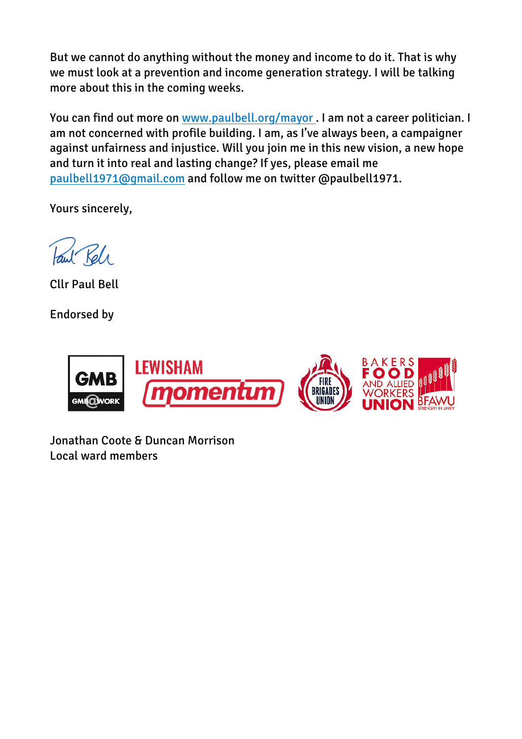But we cannot do anything without the money and income to do it. That is why we must look at a prevention and income generation strategy. I will be talking more about this in the coming weeks.

You can find out more on www.paulbell.org/mayor . I am not a career politician. I am not concerned with profile building. I am, as I've always been, a campaigner against unfairness and injustice. Will you join me in this new vision, a new hope and turn it into real and lasting change? If yes, please email me paulbell1971@gmail.com and follow me on twitter @paulbell1971.

Yours sincerely,

Cllr Paul Bell

Endorsed by

GMB GMB@WORK

LEWISHAM momentum

FIRE BRIGADES UNION

BAKERS FOOD AND ALLIED WORKERS UNION BFAWU STRENGTH IN UNITY

Jonathan Coote & Duncan Morrison
Local ward members